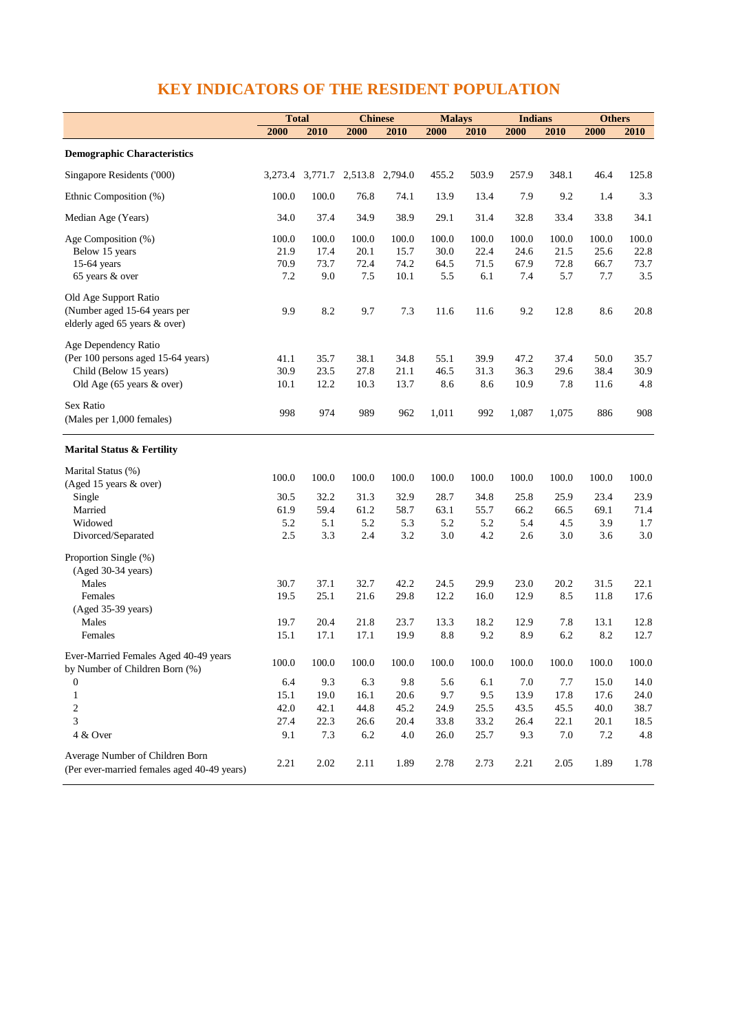# KEY INDICATORS OF THE RESIDENT POPULATION

| | Total | | Chinese | | Malays | | Indians | | Others | |
|---|---|---|---|---|---|---|---|---|---|---|
| | 2000 | 2010 | 2000 | 2010 | 2000 | 2010 | 2000 | 2010 | 2000 | 2010 |
| **Demographic Characteristics** | | | | | | | | | | |
| Singapore Residents ('000) | 3,273.4 | 3,771.7 | 2,513.8 | 2,794.0 | 455.2 | 503.9 | 257.9 | 348.1 | 46.4 | 125.8 |
| Ethnic Composition (%) | 100.0 | 100.0 | 76.8 | 74.1 | 13.9 | 13.4 | 7.9 | 9.2 | 1.4 | 3.3 |
| Median Age (Years) | 34.0 | 37.4 | 34.9 | 38.9 | 29.1 | 31.4 | 32.8 | 33.4 | 33.8 | 34.1 |
| Age Composition (%) | 100.0 | 100.0 | 100.0 | 100.0 | 100.0 | 100.0 | 100.0 | 100.0 | 100.0 | 100.0 |
| Below 15 years | 21.9 | 17.4 | 20.1 | 15.7 | 30.0 | 22.4 | 24.6 | 21.5 | 25.6 | 22.8 |
| 15-64 years | 70.9 | 73.7 | 72.4 | 74.2 | 64.5 | 71.5 | 67.9 | 72.8 | 66.7 | 73.7 |
| 65 years & over | 7.2 | 9.0 | 7.5 | 10.1 | 5.5 | 6.1 | 7.4 | 5.7 | 7.7 | 3.5 |
| Old Age Support Ratio (Number aged 15-64 years per elderly aged 65 years & over) | 9.9 | 8.2 | 9.7 | 7.3 | 11.6 | 11.6 | 9.2 | 12.8 | 8.6 | 20.8 |
| Age Dependency Ratio (Per 100 persons aged 15-64 years) | 41.1 | 35.7 | 38.1 | 34.8 | 55.1 | 39.9 | 47.2 | 37.4 | 50.0 | 35.7 |
| Child (Below 15 years) | 30.9 | 23.5 | 27.8 | 21.1 | 46.5 | 31.3 | 36.3 | 29.6 | 38.4 | 30.9 |
| Old Age (65 years & over) | 10.1 | 12.2 | 10.3 | 13.7 | 8.6 | 8.6 | 10.9 | 7.8 | 11.6 | 4.8 |
| Sex Ratio (Males per 1,000 females) | 998 | 974 | 989 | 962 | 1,011 | 992 | 1,087 | 1,075 | 886 | 908 |
| **Marital Status & Fertility** | | | | | | | | | | |
| Marital Status (%) (Aged 15 years & over) | 100.0 | 100.0 | 100.0 | 100.0 | 100.0 | 100.0 | 100.0 | 100.0 | 100.0 | 100.0 |
| Single | 30.5 | 32.2 | 31.3 | 32.9 | 28.7 | 34.8 | 25.8 | 25.9 | 23.4 | 23.9 |
| Married | 61.9 | 59.4 | 61.2 | 58.7 | 63.1 | 55.7 | 66.2 | 66.5 | 69.1 | 71.4 |
| Widowed | 5.2 | 5.1 | 5.2 | 5.3 | 5.2 | 5.2 | 5.4 | 4.5 | 3.9 | 1.7 |
| Divorced/Separated | 2.5 | 3.3 | 2.4 | 3.2 | 3.0 | 4.2 | 2.6 | 3.0 | 3.6 | 3.0 |
| Proportion Single (%) | | | | | | | | | | |
| (Aged 30-34 years) | | | | | | | | | | |
| Males | 30.7 | 37.1 | 32.7 | 42.2 | 24.5 | 29.9 | 23.0 | 20.2 | 31.5 | 22.1 |
| Females | 19.5 | 25.1 | 21.6 | 29.8 | 12.2 | 16.0 | 12.9 | 8.5 | 11.8 | 17.6 |
| (Aged 35-39 years) | | | | | | | | | | |
| Males | 19.7 | 20.4 | 21.8 | 23.7 | 13.3 | 18.2 | 12.9 | 7.8 | 13.1 | 12.8 |
| Females | 15.1 | 17.1 | 17.1 | 19.9 | 8.8 | 9.2 | 8.9 | 6.2 | 8.2 | 12.7 |
| Ever-Married Females Aged 40-49 years by Number of Children Born (%) | 100.0 | 100.0 | 100.0 | 100.0 | 100.0 | 100.0 | 100.0 | 100.0 | 100.0 | 100.0 |
| 0 | 6.4 | 9.3 | 6.3 | 9.8 | 5.6 | 6.1 | 7.0 | 7.7 | 15.0 | 14.0 |
| 1 | 15.1 | 19.0 | 16.1 | 20.6 | 9.7 | 9.5 | 13.9 | 17.8 | 17.6 | 24.0 |
| 2 | 42.0 | 42.1 | 44.8 | 45.2 | 24.9 | 25.5 | 43.5 | 45.5 | 40.0 | 38.7 |
| 3 | 27.4 | 22.3 | 26.6 | 20.4 | 33.8 | 33.2 | 26.4 | 22.1 | 20.1 | 18.5 |
| 4 & Over | 9.1 | 7.3 | 6.2 | 4.0 | 26.0 | 25.7 | 9.3 | 7.0 | 7.2 | 4.8 |
| Average Number of Children Born (Per ever-married females aged 40-49 years) | 2.21 | 2.02 | 2.11 | 1.89 | 2.78 | 2.73 | 2.21 | 2.05 | 1.89 | 1.78 |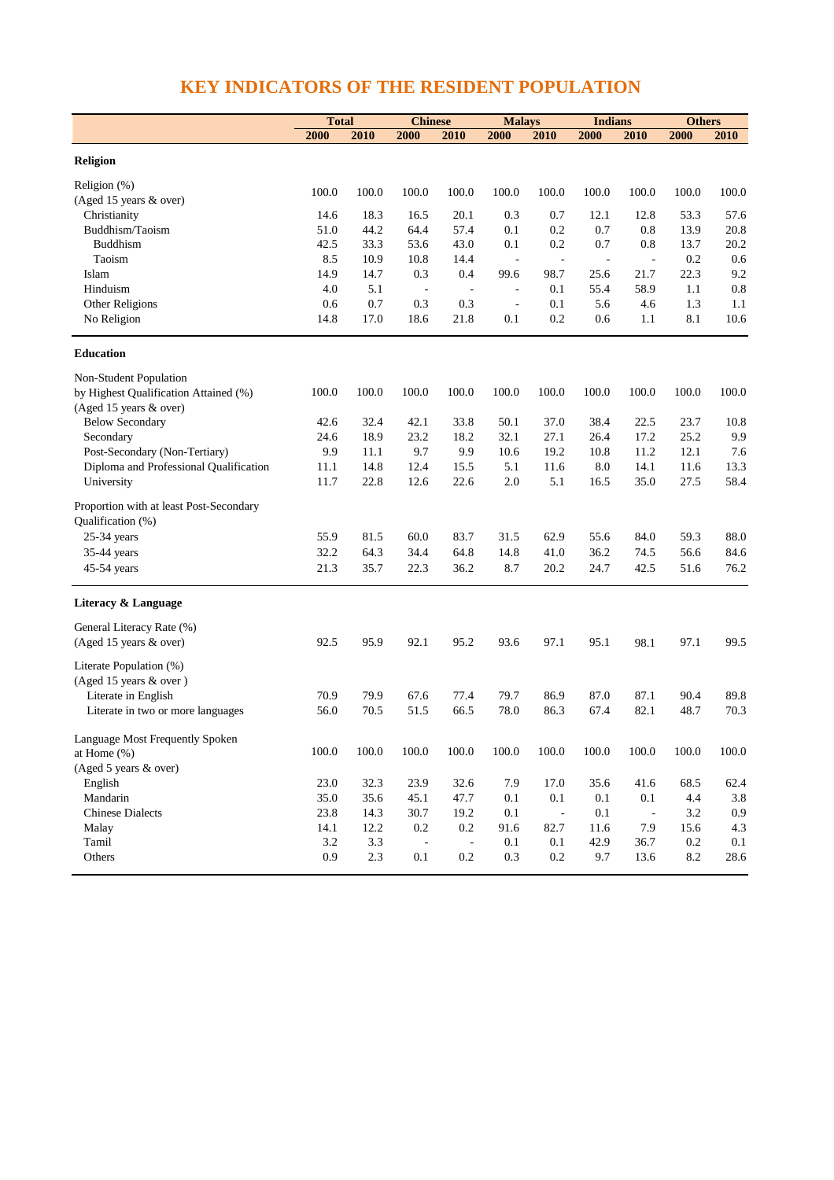# KEY INDICATORS OF THE RESIDENT POPULATION

| | Total | | Chinese | | Malays | | Indians | | Others | |
|---|---|---|---|---|---|---|---|---|---|---|
| | 2000 | 2010 | 2000 | 2010 | 2000 | 2010 | 2000 | 2010 | 2000 | 2010 |
| **Religion** | | | | | | | | | | |
| Religion (%) (Aged 15 years & over) | 100.0 | 100.0 | 100.0 | 100.0 | 100.0 | 100.0 | 100.0 | 100.0 | 100.0 | 100.0 |
| Christianity | 14.6 | 18.3 | 16.5 | 20.1 | 0.3 | 0.7 | 12.1 | 12.8 | 53.3 | 57.6 |
| Buddhism/Taoism | 51.0 | 44.2 | 64.4 | 57.4 | 0.1 | 0.2 | 0.7 | 0.8 | 13.9 | 20.8 |
| Buddhism | 42.5 | 33.3 | 53.6 | 43.0 | 0.1 | 0.2 | 0.7 | 0.8 | 13.7 | 20.2 |
| Taoism | 8.5 | 10.9 | 10.8 | 14.4 | - | - | - | - | 0.2 | 0.6 |
| Islam | 14.9 | 14.7 | 0.3 | 0.4 | 99.6 | 98.7 | 25.6 | 21.7 | 22.3 | 9.2 |
| Hinduism | 4.0 | 5.1 | - | - | - | 0.1 | 55.4 | 58.9 | 1.1 | 0.8 |
| Other Religions | 0.6 | 0.7 | 0.3 | 0.3 | - | 0.1 | 5.6 | 4.6 | 1.3 | 1.1 |
| No Religion | 14.8 | 17.0 | 18.6 | 21.8 | 0.1 | 0.2 | 0.6 | 1.1 | 8.1 | 10.6 |
| **Education** | | | | | | | | | | |
| Non-Student Population by Highest Qualification Attained (%) (Aged 15 years & over) | 100.0 | 100.0 | 100.0 | 100.0 | 100.0 | 100.0 | 100.0 | 100.0 | 100.0 | 100.0 |
| Below Secondary | 42.6 | 32.4 | 42.1 | 33.8 | 50.1 | 37.0 | 38.4 | 22.5 | 23.7 | 10.8 |
| Secondary | 24.6 | 18.9 | 23.2 | 18.2 | 32.1 | 27.1 | 26.4 | 17.2 | 25.2 | 9.9 |
| Post-Secondary (Non-Tertiary) | 9.9 | 11.1 | 9.7 | 9.9 | 10.6 | 19.2 | 10.8 | 11.2 | 12.1 | 7.6 |
| Diploma and Professional Qualification | 11.1 | 14.8 | 12.4 | 15.5 | 5.1 | 11.6 | 8.0 | 14.1 | 11.6 | 13.3 |
| University | 11.7 | 22.8 | 12.6 | 22.6 | 2.0 | 5.1 | 16.5 | 35.0 | 27.5 | 58.4 |
| Proportion with at least Post-Secondary Qualification (%) | | | | | | | | | | |
| 25-34 years | 55.9 | 81.5 | 60.0 | 83.7 | 31.5 | 62.9 | 55.6 | 84.0 | 59.3 | 88.0 |
| 35-44 years | 32.2 | 64.3 | 34.4 | 64.8 | 14.8 | 41.0 | 36.2 | 74.5 | 56.6 | 84.6 |
| 45-54 years | 21.3 | 35.7 | 22.3 | 36.2 | 8.7 | 20.2 | 24.7 | 42.5 | 51.6 | 76.2 |
| **Literacy & Language** | | | | | | | | | | |
| General Literacy Rate (%) (Aged 15 years & over) | 92.5 | 95.9 | 92.1 | 95.2 | 93.6 | 97.1 | 95.1 | 98.1 | 97.1 | 99.5 |
| Literate Population (%) (Aged 15 years & over ) | | | | | | | | | | |
| Literate in English | 70.9 | 79.9 | 67.6 | 77.4 | 79.7 | 86.9 | 87.0 | 87.1 | 90.4 | 89.8 |
| Literate in two or more languages | 56.0 | 70.5 | 51.5 | 66.5 | 78.0 | 86.3 | 67.4 | 82.1 | 48.7 | 70.3 |
| Language Most Frequently Spoken at Home (%) (Aged 5 years & over) | 100.0 | 100.0 | 100.0 | 100.0 | 100.0 | 100.0 | 100.0 | 100.0 | 100.0 | 100.0 |
| English | 23.0 | 32.3 | 23.9 | 32.6 | 7.9 | 17.0 | 35.6 | 41.6 | 68.5 | 62.4 |
| Mandarin | 35.0 | 35.6 | 45.1 | 47.7 | 0.1 | 0.1 | 0.1 | 0.1 | 4.4 | 3.8 |
| Chinese Dialects | 23.8 | 14.3 | 30.7 | 19.2 | 0.1 | - | 0.1 | - | 3.2 | 0.9 |
| Malay | 14.1 | 12.2 | 0.2 | 0.2 | 91.6 | 82.7 | 11.6 | 7.9 | 15.6 | 4.3 |
| Tamil | 3.2 | 3.3 | - | - | 0.1 | 0.1 | 42.9 | 36.7 | 0.2 | 0.1 |
| Others | 0.9 | 2.3 | 0.1 | 0.2 | 0.3 | 0.2 | 9.7 | 13.6 | 8.2 | 28.6 |